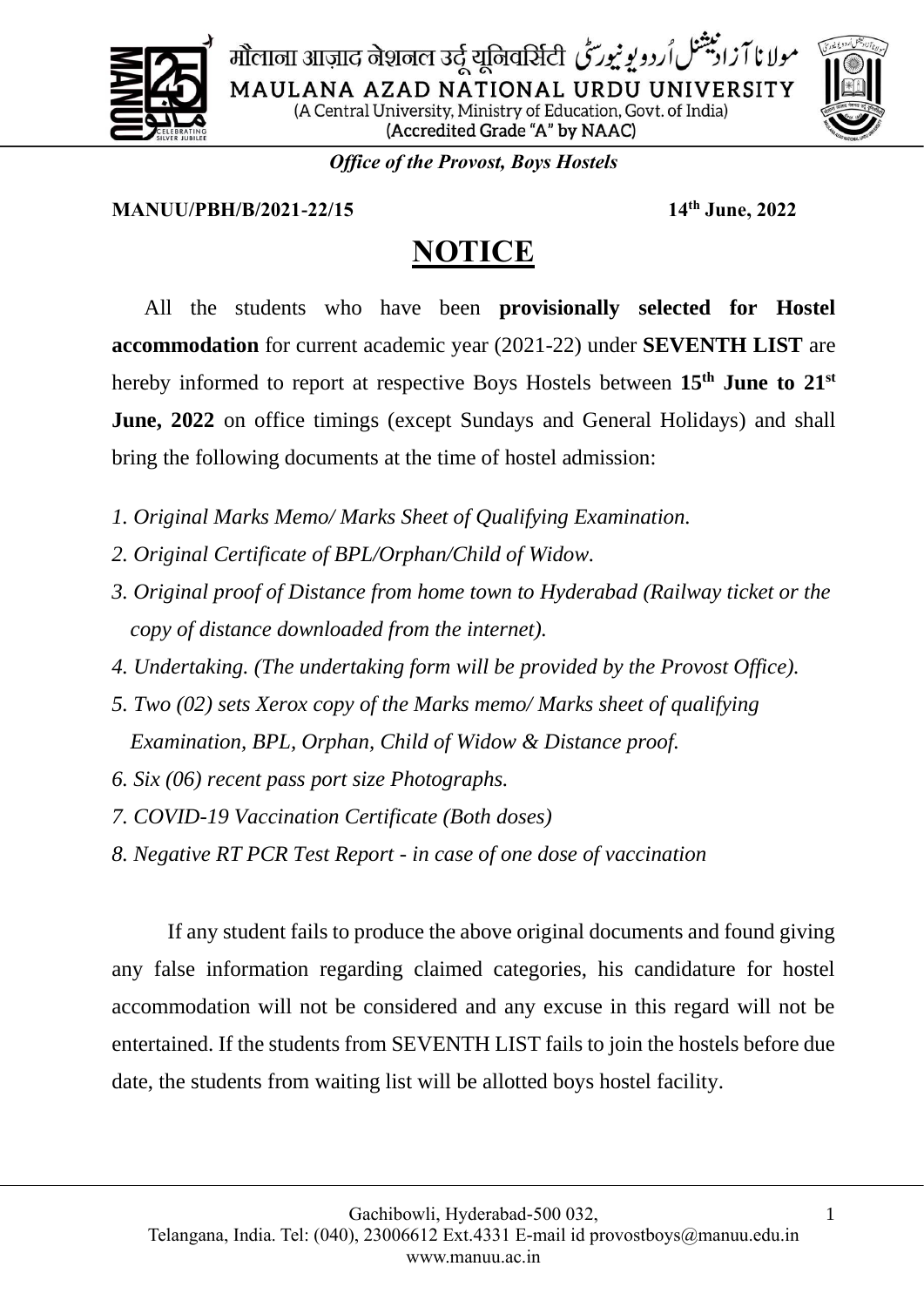मौलाना आज़ाद नेशनल उर्दू यूनिवर्सिटी مولانا آزاد نیشنل اُردو یونیورسٹی

MAULANA AZAD NATIONAL URDU UNIVERSITY

(A Central University, Ministry of Education, Govt. of India)

(Accredited Grade "A" by NAAC)

***Office of the Provost, Boys Hostels***

**MANUU/PBH/B/2021-22/15** **14th June, 2022**

# NOTICE

All the students who have been **provisionally selected for Hostel accommodation** for current academic year (2021-22) under **SEVENTH LIST** are hereby informed to report at respective Boys Hostels between **15th June to 21st June, 2022** on office timings (except Sundays and General Holidays) and shall bring the following documents at the time of hostel admission:

*1. Original Marks Memo/ Marks Sheet of Qualifying Examination.*

*2. Original Certificate of BPL/Orphan/Child of Widow.*

*3. Original proof of Distance from home town to Hyderabad (Railway ticket or the copy of distance downloaded from the internet).*

*4. Undertaking. (The undertaking form will be provided by the Provost Office).*

*5. Two (02) sets Xerox copy of the Marks memo/ Marks sheet of qualifying Examination, BPL, Orphan, Child of Widow & Distance proof.*

*6. Six (06) recent pass port size Photographs.*

*7. COVID-19 Vaccination Certificate (Both doses)*

*8. Negative RT PCR Test Report - in case of one dose of vaccination*

If any student fails to produce the above original documents and found giving any false information regarding claimed categories, his candidature for hostel accommodation will not be considered and any excuse in this regard will not be entertained. If the students from SEVENTH LIST fails to join the hostels before due date, the students from waiting list will be allotted boys hostel facility.

Gachibowli, Hyderabad-500 032,
Telangana, India. Tel: (040), 23006612 Ext.4331 E-mail id provostboys@manuu.edu.in
www.manuu.ac.in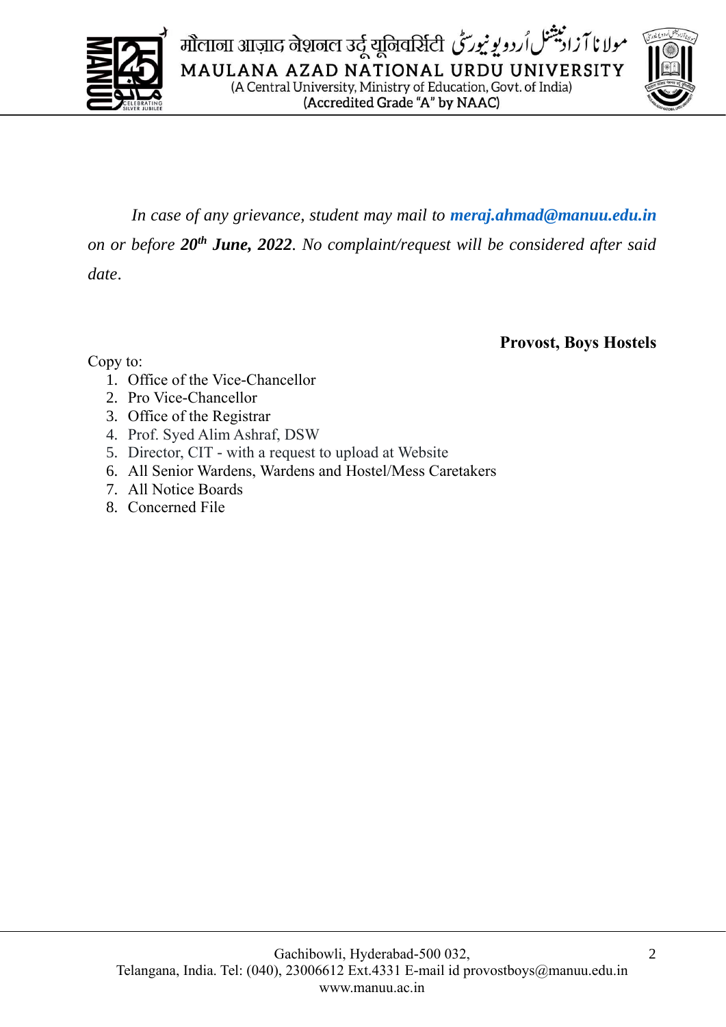*In case of any grievance, student may mail to **meraj.ahmad@manuu.edu.in** on or before **20th June, 2022**. No complaint/request will be considered after said date.*

**Provost, Boys Hostels**

Copy to:

1. Office of the Vice-Chancellor
2. Pro Vice-Chancellor
3. Office of the Registrar
4. Prof. Syed Alim Ashraf, DSW
5. Director, CIT - with a request to upload at Website
6. All Senior Wardens, Wardens and Hostel/Mess Caretakers
7. All Notice Boards
8. Concerned File